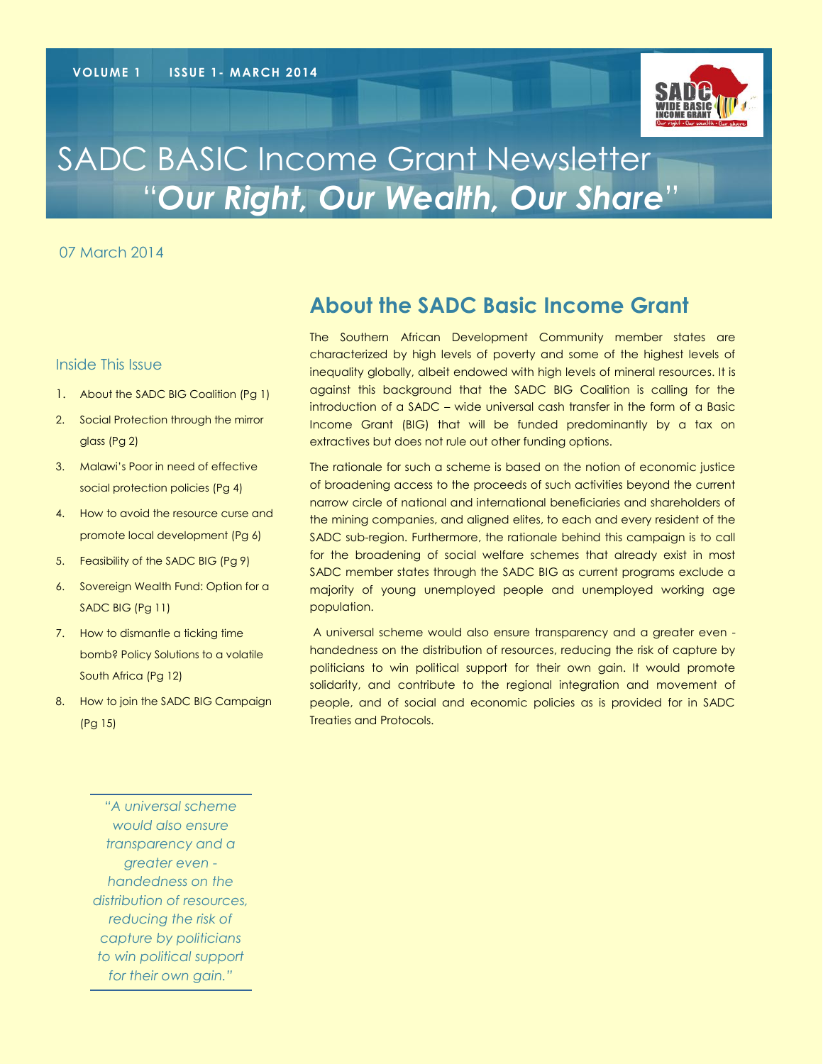VOLUME 1 ISSUE 1- MARCH 2014

# SADC BASIC Income Grant Newsletter

## "*Our Right, Our Wealth, Our Share*"

07 March 2014

### Inside This Issue

1. About the SADC BIG Coalition (Pg 1)
2. Social Protection through the mirror glass (Pg 2)
3. Malawi's Poor in need of effective social protection policies (Pg 4)
4. How to avoid the resource curse and promote local development (Pg 6)
5. Feasibility of the SADC BIG (Pg 9)
6. Sovereign Wealth Fund: Option for a SADC BIG (Pg 11)
7. How to dismantle a ticking time bomb? Policy Solutions to a volatile South Africa (Pg 12)
8. How to join the SADC BIG Campaign (Pg 15)

## About the SADC Basic Income Grant

The Southern African Development Community member states are characterized by high levels of poverty and some of the highest levels of inequality globally, albeit endowed with high levels of mineral resources. It is against this background that the SADC BIG Coalition is calling for the introduction of a SADC – wide universal cash transfer in the form of a Basic Income Grant (BIG) that will be funded predominantly by a tax on extractives but does not rule out other funding options.

The rationale for such a scheme is based on the notion of economic justice of broadening access to the proceeds of such activities beyond the current narrow circle of national and international beneficiaries and shareholders of the mining companies, and aligned elites, to each and every resident of the SADC sub-region. Furthermore, the rationale behind this campaign is to call for the broadening of social welfare schemes that already exist in most SADC member states through the SADC BIG as current programs exclude a majority of young unemployed people and unemployed working age population.

A universal scheme would also ensure transparency and a greater even - handedness on the distribution of resources, reducing the risk of capture by politicians to win political support for their own gain. It would promote solidarity, and contribute to the regional integration and movement of people, and of social and economic policies as is provided for in SADC Treaties and Protocols.

> *"A universal scheme would also ensure transparency and a greater even - handedness on the distribution of resources, reducing the risk of capture by politicians to win political support for their own gain."*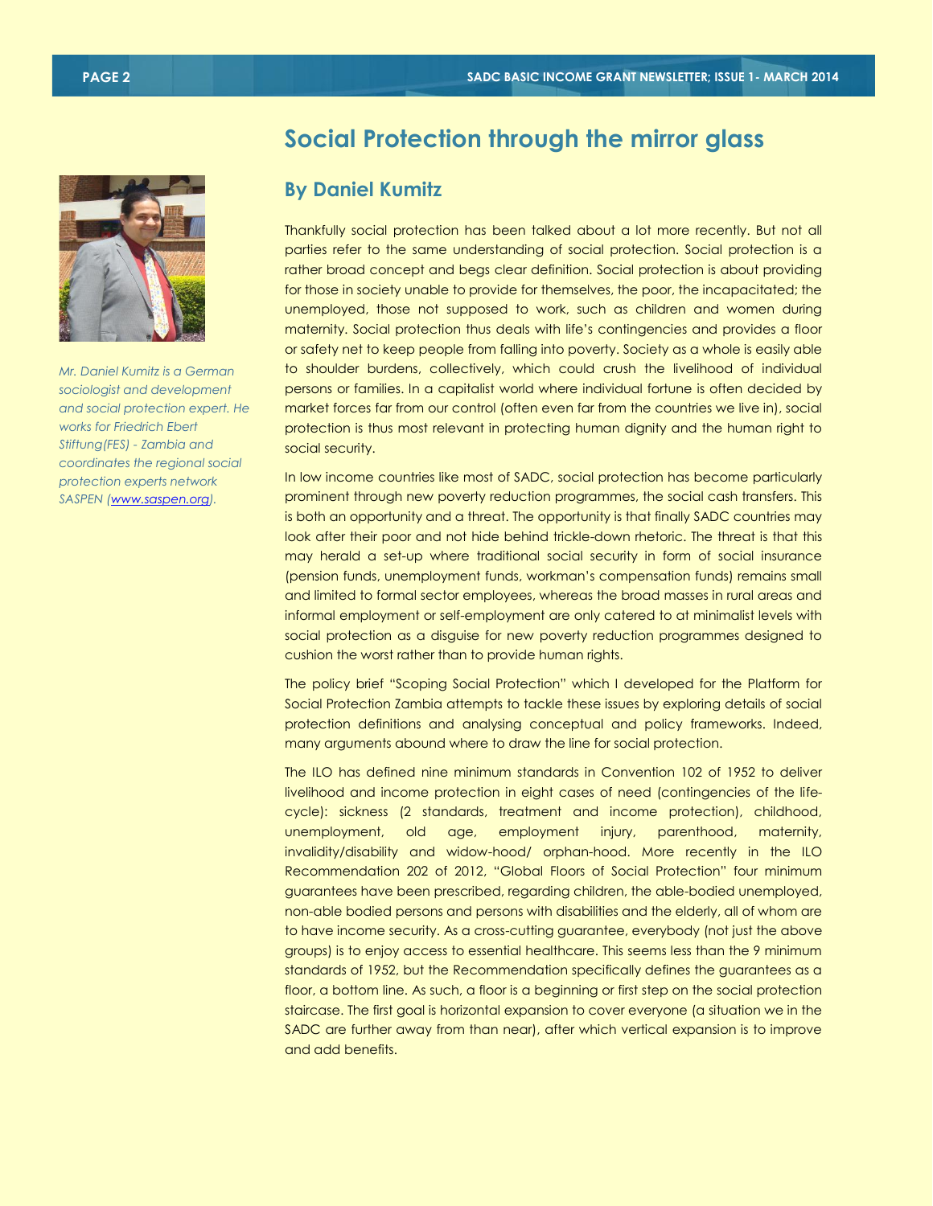## Social Protection through the mirror glass

### By Daniel Kumitz

*Mr. Daniel Kumitz is a German sociologist and development and social protection expert. He works for Friedrich Ebert Stiftung(FES) - Zambia and coordinates the regional social protection experts network SASPEN (www.saspen.org).*

Thankfully social protection has been talked about a lot more recently. But not all parties refer to the same understanding of social protection. Social protection is a rather broad concept and begs clear definition. Social protection is about providing for those in society unable to provide for themselves, the poor, the incapacitated; the unemployed, those not supposed to work, such as children and women during maternity. Social protection thus deals with life's contingencies and provides a floor or safety net to keep people from falling into poverty. Society as a whole is easily able to shoulder burdens, collectively, which could crush the livelihood of individual persons or families. In a capitalist world where individual fortune is often decided by market forces far from our control (often even far from the countries we live in), social protection is thus most relevant in protecting human dignity and the human right to social security.

In low income countries like most of SADC, social protection has become particularly prominent through new poverty reduction programmes, the social cash transfers. This is both an opportunity and a threat. The opportunity is that finally SADC countries may look after their poor and not hide behind trickle-down rhetoric. The threat is that this may herald a set-up where traditional social security in form of social insurance (pension funds, unemployment funds, workman's compensation funds) remains small and limited to formal sector employees, whereas the broad masses in rural areas and informal employment or self-employment are only catered to at minimalist levels with social protection as a disguise for new poverty reduction programmes designed to cushion the worst rather than to provide human rights.

The policy brief "Scoping Social Protection" which I developed for the Platform for Social Protection Zambia attempts to tackle these issues by exploring details of social protection definitions and analysing conceptual and policy frameworks. Indeed, many arguments abound where to draw the line for social protection.

The ILO has defined nine minimum standards in Convention 102 of 1952 to deliver livelihood and income protection in eight cases of need (contingencies of the life-cycle): sickness (2 standards, treatment and income protection), childhood, unemployment, old age, employment injury, parenthood, maternity, invalidity/disability and widow-hood/ orphan-hood. More recently in the ILO Recommendation 202 of 2012, "Global Floors of Social Protection" four minimum guarantees have been prescribed, regarding children, the able-bodied unemployed, non-able bodied persons and persons with disabilities and the elderly, all of whom are to have income security. As a cross-cutting guarantee, everybody (not just the above groups) is to enjoy access to essential healthcare. This seems less than the 9 minimum standards of 1952, but the Recommendation specifically defines the guarantees as a floor, a bottom line. As such, a floor is a beginning or first step on the social protection staircase. The first goal is horizontal expansion to cover everyone (a situation we in the SADC are further away from than near), after which vertical expansion is to improve and add benefits.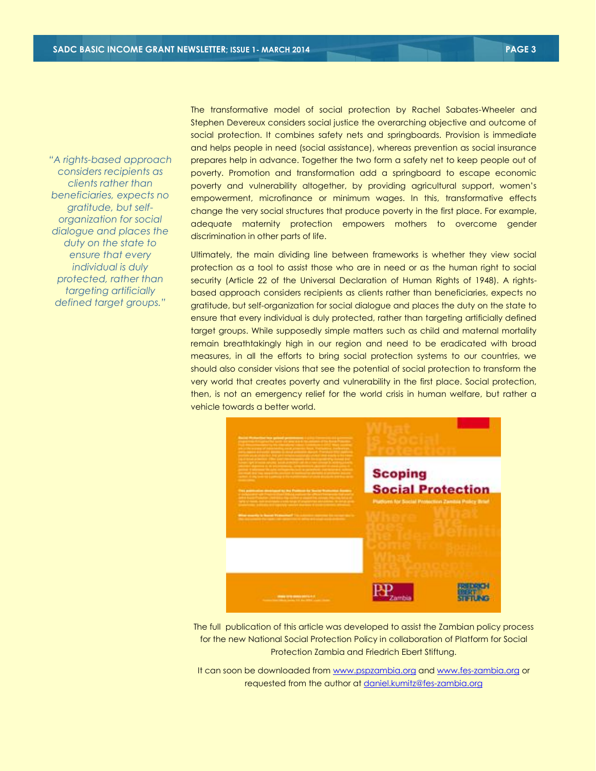> *"A rights-based approach considers recipients as clients rather than beneficiaries, expects no gratitude, but self-organization for social dialogue and places the duty on the state to ensure that every individual is duly protected, rather than targeting artificially defined target groups."*

The transformative model of social protection by Rachel Sabates-Wheeler and Stephen Devereux considers social justice the overarching objective and outcome of social protection. It combines safety nets and springboards. Provision is immediate and helps people in need (social assistance), whereas prevention as social insurance prepares help in advance. Together the two form a safety net to keep people out of poverty. Promotion and transformation add a springboard to escape economic poverty and vulnerability altogether, by providing agricultural support, women's empowerment, microfinance or minimum wages. In this, transformative effects change the very social structures that produce poverty in the first place. For example, adequate maternity protection empowers mothers to overcome gender discrimination in other parts of life.

Ultimately, the main dividing line between frameworks is whether they view social protection as a tool to assist those who are in need or as the human right to social security (Article 22 of the Universal Declaration of Human Rights of 1948). A rights-based approach considers recipients as clients rather than beneficiaries, expects no gratitude, but self-organization for social dialogue and places the duty on the state to ensure that every individual is duly protected, rather than targeting artificially defined target groups. While supposedly simple matters such as child and maternal mortality remain breathtakingly high in our region and need to be eradicated with broad measures, in all the efforts to bring social protection systems to our countries, we should also consider visions that see the potential of social protection to transform the very world that creates poverty and vulnerability in the first place. Social protection, then, is not an emergency relief for the world crisis in human welfare, but rather a vehicle towards a better world.

The full publication of this article was developed to assist the Zambian policy process for the new National Social Protection Policy in collaboration of Platform for Social Protection Zambia and Friedrich Ebert Stiftung.

It can soon be downloaded from www.pspzambia.org and www.fes-zambia.org or requested from the author at daniel.kumitz@fes-zambia.org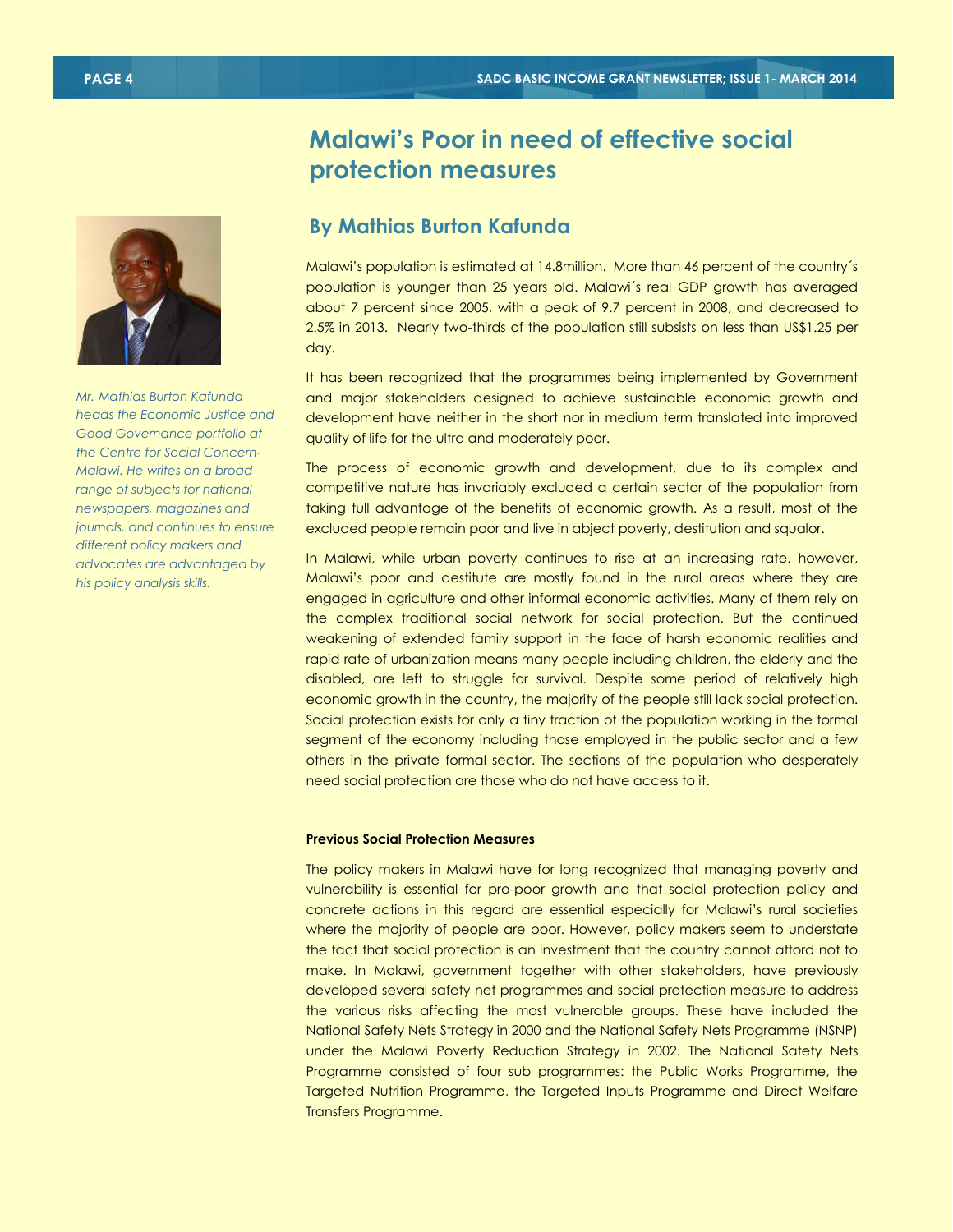# Malawi's Poor in need of effective social protection measures

## By Mathias Burton Kafunda

*Mr. Mathias Burton Kafunda heads the Economic Justice and Good Governance portfolio at the Centre for Social Concern-Malawi. He writes on a broad range of subjects for national newspapers, magazines and journals, and continues to ensure different policy makers and advocates are advantaged by his policy analysis skills.*

Malawi's population is estimated at 14.8million. More than 46 percent of the country´s population is younger than 25 years old. Malawi´s real GDP growth has averaged about 7 percent since 2005, with a peak of 9.7 percent in 2008, and decreased to 2.5% in 2013. Nearly two-thirds of the population still subsists on less than US$1.25 per day.

It has been recognized that the programmes being implemented by Government and major stakeholders designed to achieve sustainable economic growth and development have neither in the short nor in medium term translated into improved quality of life for the ultra and moderately poor.

The process of economic growth and development, due to its complex and competitive nature has invariably excluded a certain sector of the population from taking full advantage of the benefits of economic growth. As a result, most of the excluded people remain poor and live in abject poverty, destitution and squalor.

In Malawi, while urban poverty continues to rise at an increasing rate, however, Malawi's poor and destitute are mostly found in the rural areas where they are engaged in agriculture and other informal economic activities. Many of them rely on the complex traditional social network for social protection. But the continued weakening of extended family support in the face of harsh economic realities and rapid rate of urbanization means many people including children, the elderly and the disabled, are left to struggle for survival. Despite some period of relatively high economic growth in the country, the majority of the people still lack social protection. Social protection exists for only a tiny fraction of the population working in the formal segment of the economy including those employed in the public sector and a few others in the private formal sector. The sections of the population who desperately need social protection are those who do not have access to it.

**Previous Social Protection Measures**

The policy makers in Malawi have for long recognized that managing poverty and vulnerability is essential for pro-poor growth and that social protection policy and concrete actions in this regard are essential especially for Malawi's rural societies where the majority of people are poor. However, policy makers seem to understate the fact that social protection is an investment that the country cannot afford not to make. In Malawi, government together with other stakeholders, have previously developed several safety net programmes and social protection measure to address the various risks affecting the most vulnerable groups. These have included the National Safety Nets Strategy in 2000 and the National Safety Nets Programme (NSNP) under the Malawi Poverty Reduction Strategy in 2002. The National Safety Nets Programme consisted of four sub programmes: the Public Works Programme, the Targeted Nutrition Programme, the Targeted Inputs Programme and Direct Welfare Transfers Programme.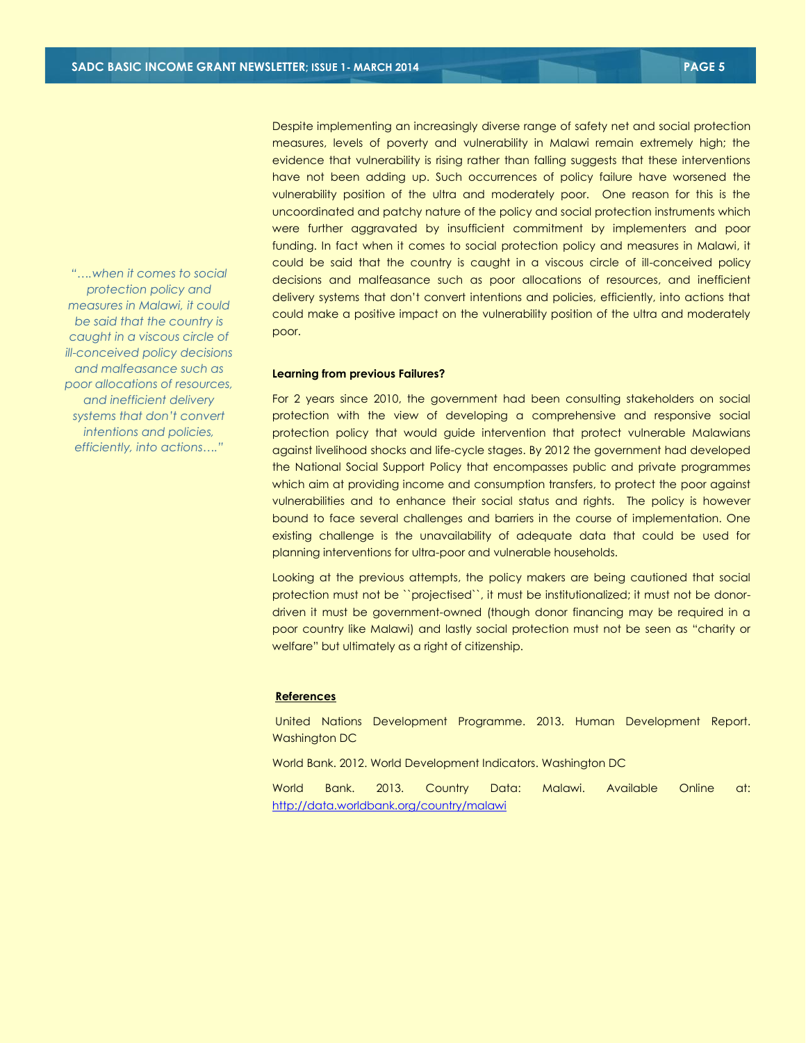> *"….when it comes to social protection policy and measures in Malawi, it could be said that the country is caught in a viscous circle of ill-conceived policy decisions and malfeasance such as poor allocations of resources, and inefficient delivery systems that don't convert intentions and policies, efficiently, into actions…."*

Despite implementing an increasingly diverse range of safety net and social protection measures, levels of poverty and vulnerability in Malawi remain extremely high; the evidence that vulnerability is rising rather than falling suggests that these interventions have not been adding up. Such occurrences of policy failure have worsened the vulnerability position of the ultra and moderately poor. One reason for this is the uncoordinated and patchy nature of the policy and social protection instruments which were further aggravated by insufficient commitment by implementers and poor funding. In fact when it comes to social protection policy and measures in Malawi, it could be said that the country is caught in a viscous circle of ill-conceived policy decisions and malfeasance such as poor allocations of resources, and inefficient delivery systems that don't convert intentions and policies, efficiently, into actions that could make a positive impact on the vulnerability position of the ultra and moderately poor.

**Learning from previous Failures?**

For 2 years since 2010, the government had been consulting stakeholders on social protection with the view of developing a comprehensive and responsive social protection policy that would guide intervention that protect vulnerable Malawians against livelihood shocks and life-cycle stages. By 2012 the government had developed the National Social Support Policy that encompasses public and private programmes which aim at providing income and consumption transfers, to protect the poor against vulnerabilities and to enhance their social status and rights. The policy is however bound to face several challenges and barriers in the course of implementation. One existing challenge is the unavailability of adequate data that could be used for planning interventions for ultra-poor and vulnerable households.

Looking at the previous attempts, the policy makers are being cautioned that social protection must not be ``projectised``, it must be institutionalized; it must not be donor-driven it must be government-owned (though donor financing may be required in a poor country like Malawi) and lastly social protection must not be seen as "charity or welfare" but ultimately as a right of citizenship.

**References**

United Nations Development Programme. 2013. Human Development Report. Washington DC

World Bank. 2012. World Development Indicators. Washington DC

World Bank. 2013. Country Data: Malawi. Available Online at: http://data.worldbank.org/country/malawi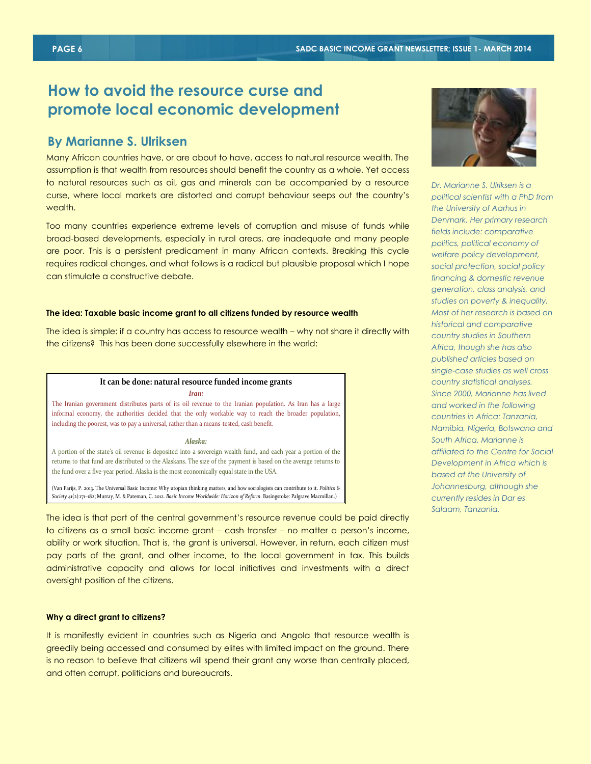# How to avoid the resource curse and promote local economic development

## By Marianne S. Ulriksen

Many African countries have, or are about to have, access to natural resource wealth. The assumption is that wealth from resources should benefit the country as a whole. Yet access to natural resources such as oil, gas and minerals can be accompanied by a resource curse, where local markets are distorted and corrupt behaviour seeps out the country's wealth.

Too many countries experience extreme levels of corruption and misuse of funds while broad-based developments, especially in rural areas, are inadequate and many people are poor. This is a persistent predicament in many African contexts. Breaking this cycle requires radical changes, and what follows is a radical but plausible proposal which I hope can stimulate a constructive debate.

**The idea: Taxable basic income grant to all citizens funded by resource wealth**

The idea is simple: if a country has access to resource wealth – why not share it directly with the citizens? This has been done successfully elsewhere in the world:

> **It can be done: natural resource funded income grants**
>
> ***Iran:***
>
> The Iranian government distributes parts of its oil revenue to the Iranian population. As Iran has a large informal economy, the authorities decided that the only workable way to reach the broader population, including the poorest, was to pay a universal, rather than a means-tested, cash benefit.
>
> ***Alaska:***
>
> A portion of the state's oil revenue is deposited into a sovereign wealth fund, and each year a portion of the returns to that fund are distributed to the Alaskans. The size of the payment is based on the average returns to the fund over a five-year period. Alaska is the most economically equal state in the USA.
>
> (Van Parijs, P. 2013. The Universal Basic Income: Why utopian thinking matters, and how sociologists can contribute to it. *Politics & Society* 41(2):171–182; Murray, M. & Pateman, C. 2012. *Basic Income Worldwide: Horizon of Reform*. Basingstoke: Palgrave Macmillan.)

The idea is that part of the central government's resource revenue could be paid directly to citizens as a small basic income grant – cash transfer – no matter a person's income, ability or work situation. That is, the grant is universal. However, in return, each citizen must pay parts of the grant, and other income, to the local government in tax. This builds administrative capacity and allows for local initiatives and investments with a direct oversight position of the citizens.

**Why a direct grant to citizens?**

It is manifestly evident in countries such as Nigeria and Angola that resource wealth is greedily being accessed and consumed by elites with limited impact on the ground. There is no reason to believe that citizens will spend their grant any worse than centrally placed, and often corrupt, politicians and bureaucrats.

*Dr. Marianne S. Ulriksen is a political scientist with a PhD from the University of Aarhus in Denmark. Her primary research fields include: comparative politics, political economy of welfare policy development, social protection, social policy financing & domestic revenue generation, class analysis, and studies on poverty & inequality. Most of her research is based on historical and comparative country studies in Southern Africa, though she has also published articles based on single-case studies as well cross country statistical analyses. Since 2000, Marianne has lived and worked in the following countries in Africa: Tanzania, Namibia, Nigeria, Botswana and South Africa. Marianne is affiliated to the Centre for Social Development in Africa which is based at the University of Johannesburg, although she currently resides in Dar es Salaam, Tanzania.*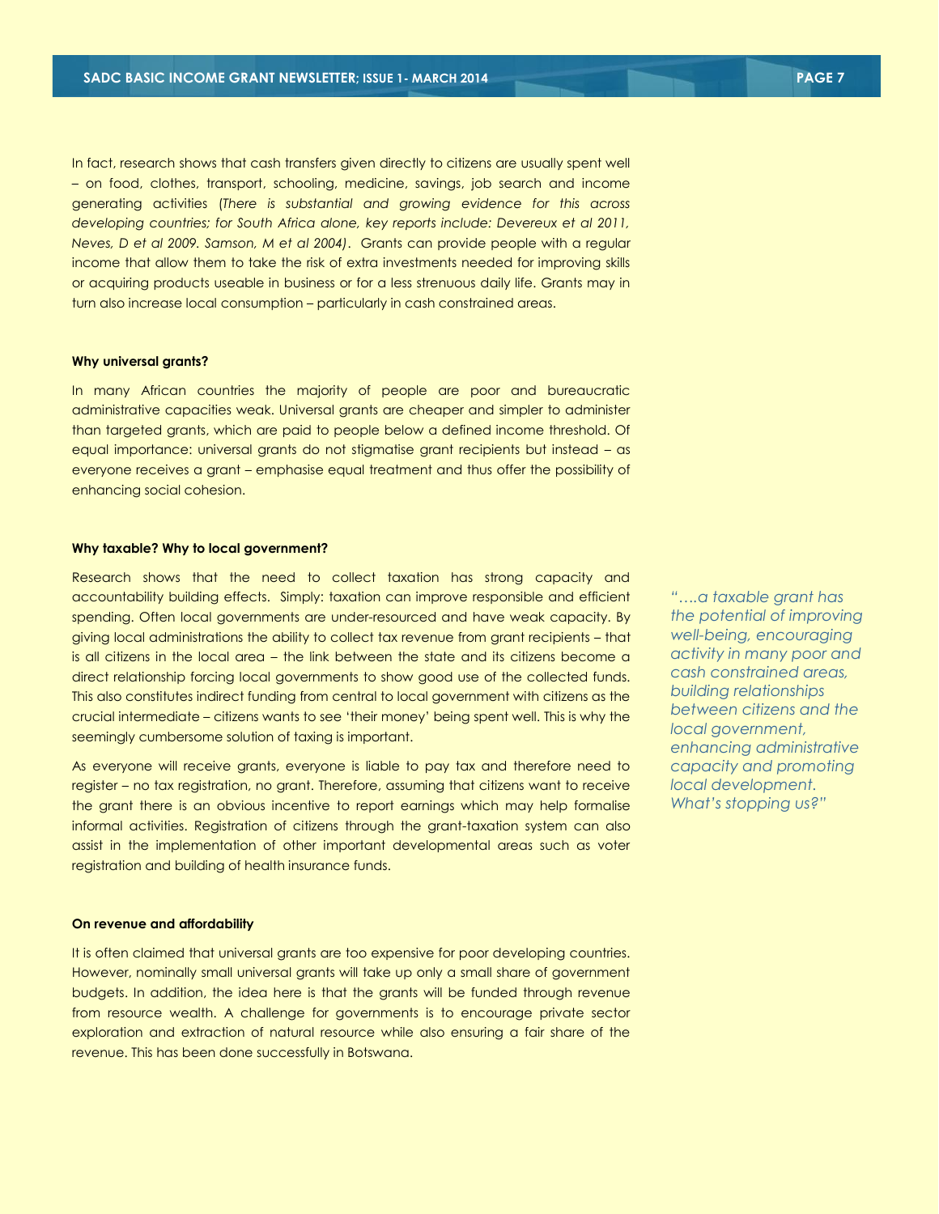In fact, research shows that cash transfers given directly to citizens are usually spent well – on food, clothes, transport, schooling, medicine, savings, job search and income generating activities (*There is substantial and growing evidence for this across developing countries; for South Africa alone, key reports include: Devereux et al 2011, Neves, D et al 2009. Samson, M et al 2004)*. Grants can provide people with a regular income that allow them to take the risk of extra investments needed for improving skills or acquiring products useable in business or for a less strenuous daily life. Grants may in turn also increase local consumption – particularly in cash constrained areas.

**Why universal grants?**

In many African countries the majority of people are poor and bureaucratic administrative capacities weak. Universal grants are cheaper and simpler to administer than targeted grants, which are paid to people below a defined income threshold. Of equal importance: universal grants do not stigmatise grant recipients but instead – as everyone receives a grant – emphasise equal treatment and thus offer the possibility of enhancing social cohesion.

**Why taxable? Why to local government?**

Research shows that the need to collect taxation has strong capacity and accountability building effects. Simply: taxation can improve responsible and efficient spending. Often local governments are under-resourced and have weak capacity. By giving local administrations the ability to collect tax revenue from grant recipients – that is all citizens in the local area – the link between the state and its citizens become a direct relationship forcing local governments to show good use of the collected funds. This also constitutes indirect funding from central to local government with citizens as the crucial intermediate – citizens wants to see 'their money' being spent well. This is why the seemingly cumbersome solution of taxing is important.

As everyone will receive grants, everyone is liable to pay tax and therefore need to register – no tax registration, no grant. Therefore, assuming that citizens want to receive the grant there is an obvious incentive to report earnings which may help formalise informal activities. Registration of citizens through the grant-taxation system can also assist in the implementation of other important developmental areas such as voter registration and building of health insurance funds.

> *"….a taxable grant has the potential of improving well-being, encouraging activity in many poor and cash constrained areas, building relationships between citizens and the local government, enhancing administrative capacity and promoting local development. What's stopping us?"*

**On revenue and affordability**

It is often claimed that universal grants are too expensive for poor developing countries. However, nominally small universal grants will take up only a small share of government budgets. In addition, the idea here is that the grants will be funded through revenue from resource wealth. A challenge for governments is to encourage private sector exploration and extraction of natural resource while also ensuring a fair share of the revenue. This has been done successfully in Botswana.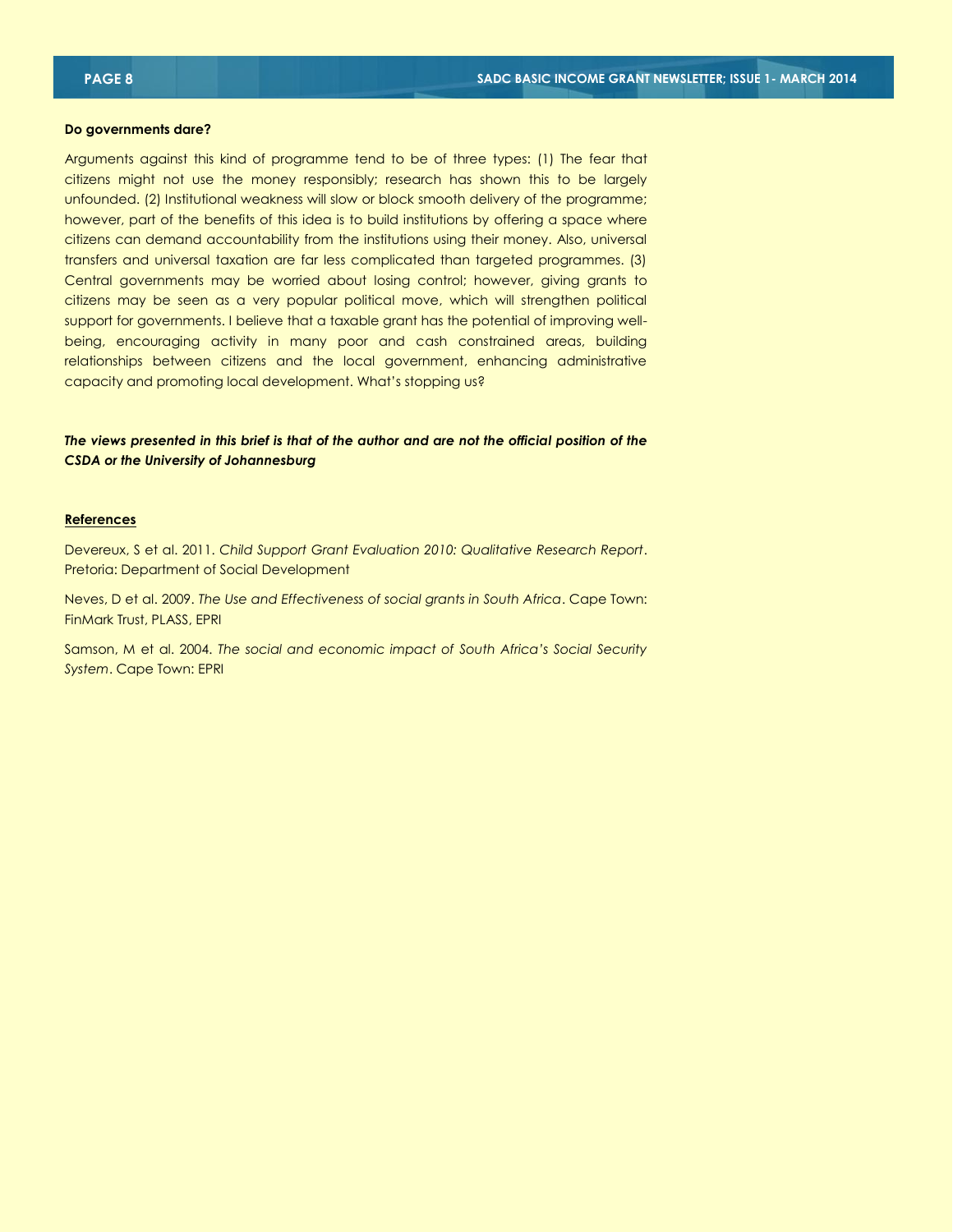**Do governments dare?**

Arguments against this kind of programme tend to be of three types: (1) The fear that citizens might not use the money responsibly; research has shown this to be largely unfounded. (2) Institutional weakness will slow or block smooth delivery of the programme; however, part of the benefits of this idea is to build institutions by offering a space where citizens can demand accountability from the institutions using their money. Also, universal transfers and universal taxation are far less complicated than targeted programmes. (3) Central governments may be worried about losing control; however, giving grants to citizens may be seen as a very popular political move, which will strengthen political support for governments. I believe that a taxable grant has the potential of improving well-being, encouraging activity in many poor and cash constrained areas, building relationships between citizens and the local government, enhancing administrative capacity and promoting local development. What's stopping us?

***The views presented in this brief is that of the author and are not the official position of the CSDA or the University of Johannesburg***

**References**

Devereux, S et al. 2011. *Child Support Grant Evaluation 2010: Qualitative Research Report*. Pretoria: Department of Social Development

Neves, D et al. 2009. *The Use and Effectiveness of social grants in South Africa*. Cape Town: FinMark Trust, PLASS, EPRI

Samson, M et al. 2004. *The social and economic impact of South Africa's Social Security System*. Cape Town: EPRI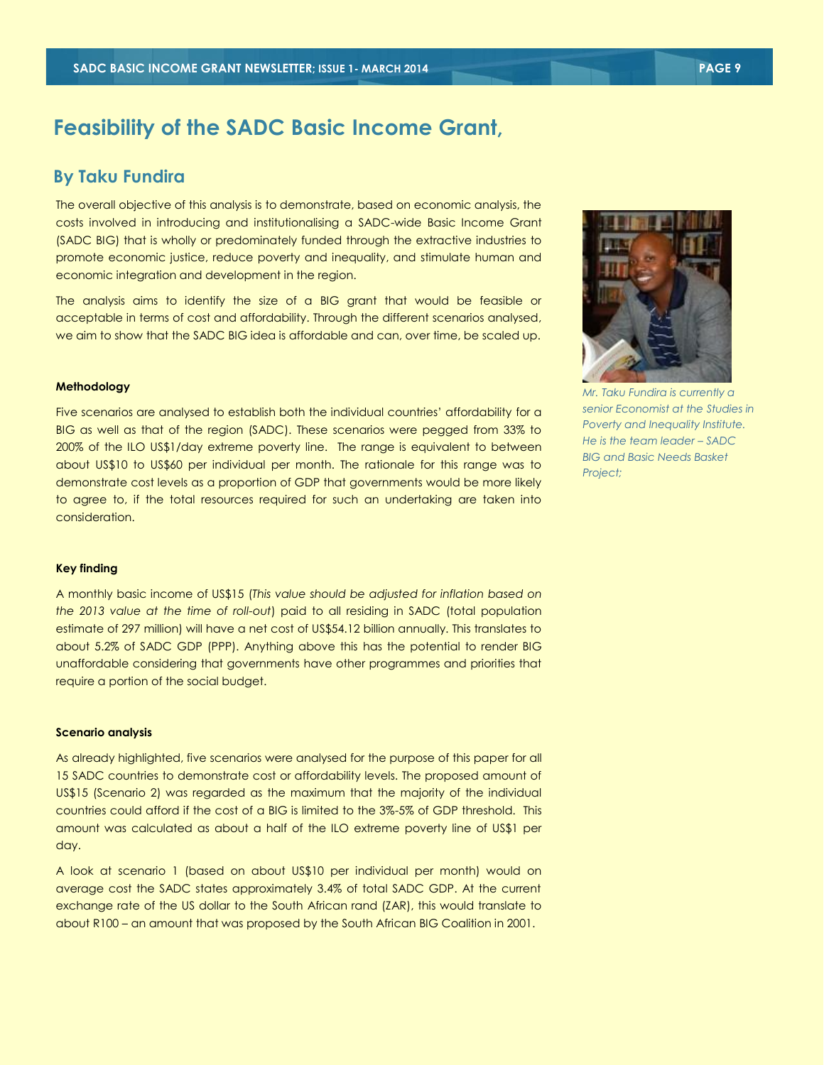# Feasibility of the SADC Basic Income Grant,

## By Taku Fundira

The overall objective of this analysis is to demonstrate, based on economic analysis, the costs involved in introducing and institutionalising a SADC-wide Basic Income Grant (SADC BIG) that is wholly or predominately funded through the extractive industries to promote economic justice, reduce poverty and inequality, and stimulate human and economic integration and development in the region.

The analysis aims to identify the size of a BIG grant that would be feasible or acceptable in terms of cost and affordability. Through the different scenarios analysed, we aim to show that the SADC BIG idea is affordable and can, over time, be scaled up.

*Mr. Taku Fundira is currently a senior Economist at the Studies in Poverty and Inequality Institute. He is the team leader – SADC BIG and Basic Needs Basket Project;*

#### Methodology

Five scenarios are analysed to establish both the individual countries' affordability for a BIG as well as that of the region (SADC). These scenarios were pegged from 33% to 200% of the ILO US$1/day extreme poverty line. The range is equivalent to between about US$10 to US$60 per individual per month. The rationale for this range was to demonstrate cost levels as a proportion of GDP that governments would be more likely to agree to, if the total resources required for such an undertaking are taken into consideration.

#### Key finding

A monthly basic income of US$15 (*This value should be adjusted for inflation based on the 2013 value at the time of roll-out*) paid to all residing in SADC (total population estimate of 297 million) will have a net cost of US$54.12 billion annually. This translates to about 5.2% of SADC GDP (PPP). Anything above this has the potential to render BIG unaffordable considering that governments have other programmes and priorities that require a portion of the social budget.

#### Scenario analysis

As already highlighted, five scenarios were analysed for the purpose of this paper for all 15 SADC countries to demonstrate cost or affordability levels. The proposed amount of US$15 (Scenario 2) was regarded as the maximum that the majority of the individual countries could afford if the cost of a BIG is limited to the 3%-5% of GDP threshold. This amount was calculated as about a half of the ILO extreme poverty line of US$1 per day.

A look at scenario 1 (based on about US$10 per individual per month) would on average cost the SADC states approximately 3.4% of total SADC GDP. At the current exchange rate of the US dollar to the South African rand (ZAR), this would translate to about R100 – an amount that was proposed by the South African BIG Coalition in 2001.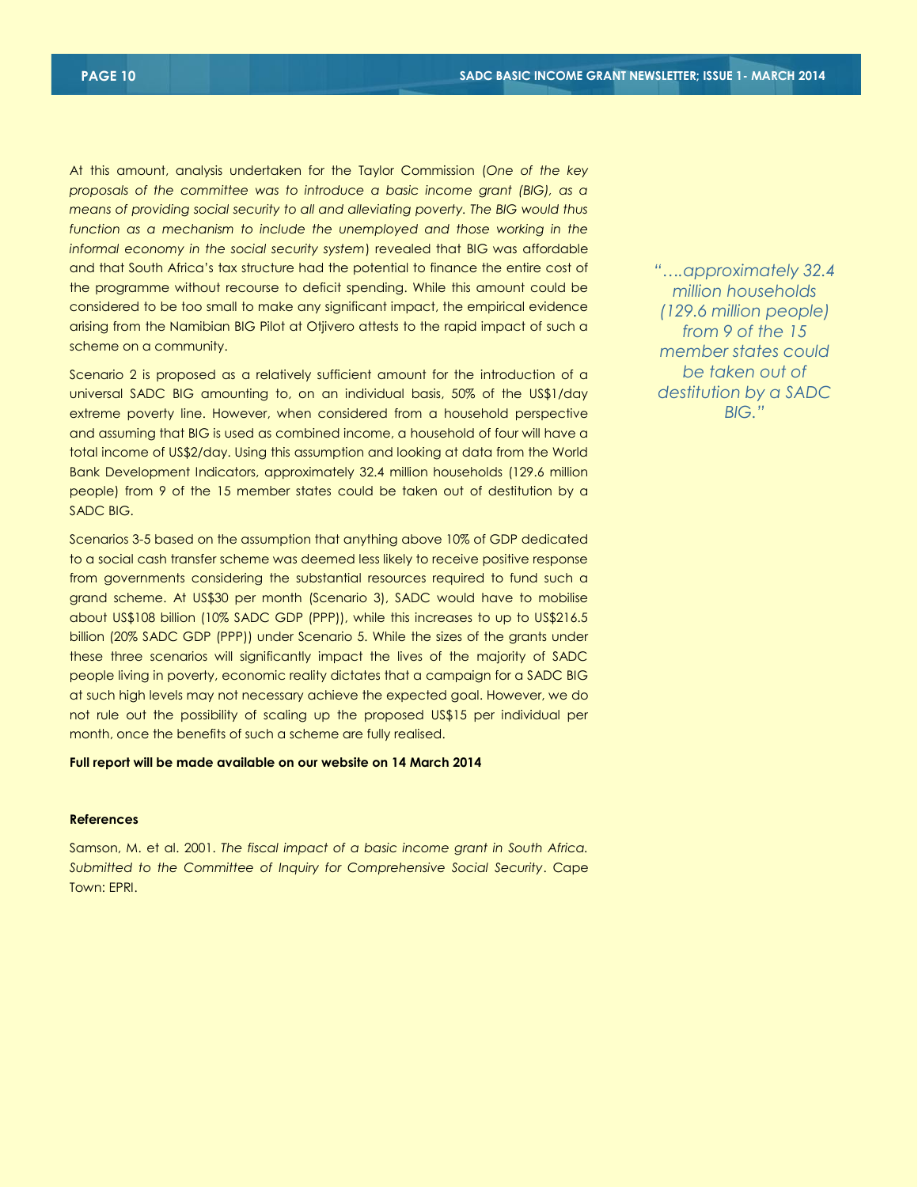At this amount, analysis undertaken for the Taylor Commission (*One of the key proposals of the committee was to introduce a basic income grant (BIG), as a means of providing social security to all and alleviating poverty. The BIG would thus function as a mechanism to include the unemployed and those working in the informal economy in the social security system*) revealed that BIG was affordable and that South Africa's tax structure had the potential to finance the entire cost of the programme without recourse to deficit spending. While this amount could be considered to be too small to make any significant impact, the empirical evidence arising from the Namibian BIG Pilot at Otjivero attests to the rapid impact of such a scheme on a community.

Scenario 2 is proposed as a relatively sufficient amount for the introduction of a universal SADC BIG amounting to, on an individual basis, 50% of the US$1/day extreme poverty line. However, when considered from a household perspective and assuming that BIG is used as combined income, a household of four will have a total income of US$2/day. Using this assumption and looking at data from the World Bank Development Indicators, approximately 32.4 million households (129.6 million people) from 9 of the 15 member states could be taken out of destitution by a SADC BIG.

*"….approximately 32.4 million households (129.6 million people) from 9 of the 15 member states could be taken out of destitution by a SADC BIG."*

Scenarios 3-5 based on the assumption that anything above 10% of GDP dedicated to a social cash transfer scheme was deemed less likely to receive positive response from governments considering the substantial resources required to fund such a grand scheme. At US$30 per month (Scenario 3), SADC would have to mobilise about US$108 billion (10% SADC GDP (PPP)), while this increases to up to US$216.5 billion (20% SADC GDP (PPP)) under Scenario 5. While the sizes of the grants under these three scenarios will significantly impact the lives of the majority of SADC people living in poverty, economic reality dictates that a campaign for a SADC BIG at such high levels may not necessary achieve the expected goal. However, we do not rule out the possibility of scaling up the proposed US$15 per individual per month, once the benefits of such a scheme are fully realised.

**Full report will be made available on our website on 14 March 2014**

**References**

Samson, M. et al. 2001. *The fiscal impact of a basic income grant in South Africa. Submitted to the Committee of Inquiry for Comprehensive Social Security*. Cape Town: EPRI.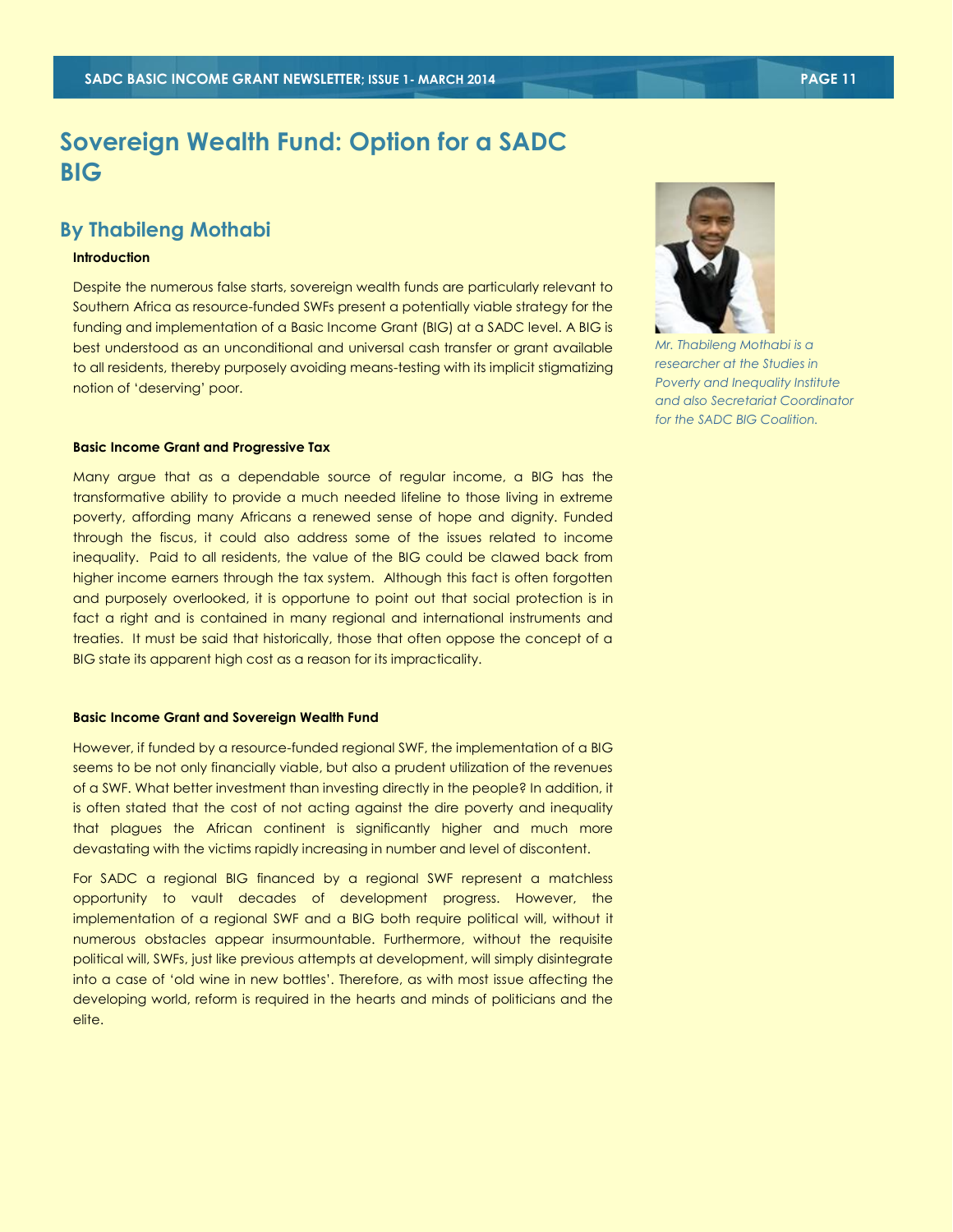# Sovereign Wealth Fund: Option for a SADC BIG

## By Thabileng Mothabi

*Mr. Thabileng Mothabi is a researcher at the Studies in Poverty and Inequality Institute and also Secretariat Coordinator for the SADC BIG Coalition.*

**Introduction**

Despite the numerous false starts, sovereign wealth funds are particularly relevant to Southern Africa as resource-funded SWFs present a potentially viable strategy for the funding and implementation of a Basic Income Grant (BIG) at a SADC level. A BIG is best understood as an unconditional and universal cash transfer or grant available to all residents, thereby purposely avoiding means-testing with its implicit stigmatizing notion of 'deserving' poor.

**Basic Income Grant and Progressive Tax**

Many argue that as a dependable source of regular income, a BIG has the transformative ability to provide a much needed lifeline to those living in extreme poverty, affording many Africans a renewed sense of hope and dignity. Funded through the fiscus, it could also address some of the issues related to income inequality. Paid to all residents, the value of the BIG could be clawed back from higher income earners through the tax system. Although this fact is often forgotten and purposely overlooked, it is opportune to point out that social protection is in fact a right and is contained in many regional and international instruments and treaties. It must be said that historically, those that often oppose the concept of a BIG state its apparent high cost as a reason for its impracticality.

**Basic Income Grant and Sovereign Wealth Fund**

However, if funded by a resource-funded regional SWF, the implementation of a BIG seems to be not only financially viable, but also a prudent utilization of the revenues of a SWF. What better investment than investing directly in the people? In addition, it is often stated that the cost of not acting against the dire poverty and inequality that plagues the African continent is significantly higher and much more devastating with the victims rapidly increasing in number and level of discontent.

For SADC a regional BIG financed by a regional SWF represent a matchless opportunity to vault decades of development progress. However, the implementation of a regional SWF and a BIG both require political will, without it numerous obstacles appear insurmountable. Furthermore, without the requisite political will, SWFs, just like previous attempts at development, will simply disintegrate into a case of 'old wine in new bottles'. Therefore, as with most issue affecting the developing world, reform is required in the hearts and minds of politicians and the elite.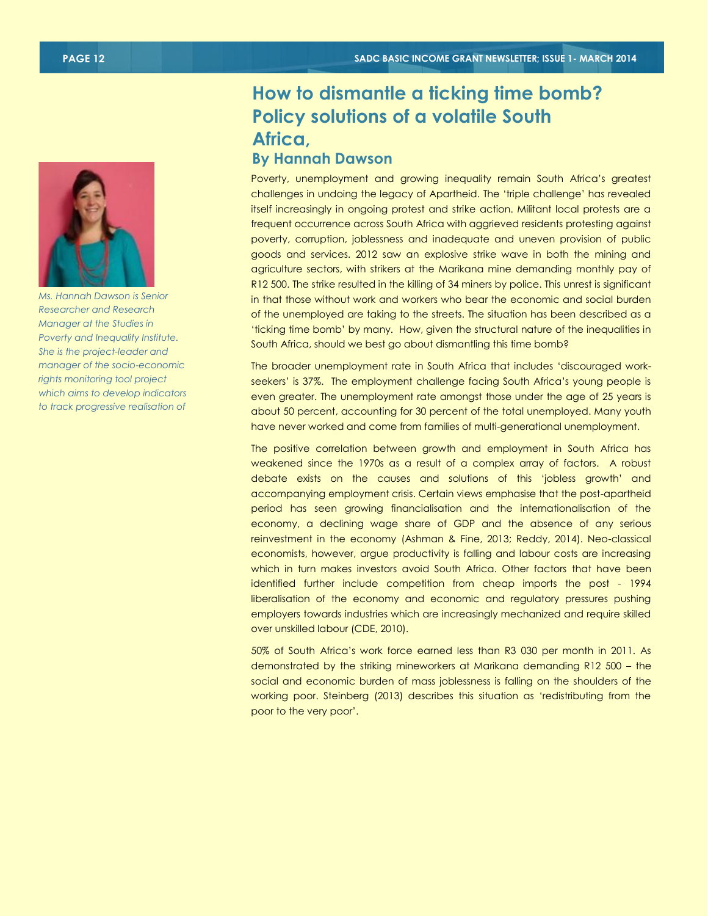# How to dismantle a ticking time bomb? Policy solutions of a volatile South Africa,

### By Hannah Dawson

*Ms. Hannah Dawson is Senior Researcher and Research Manager at the Studies in Poverty and Inequality Institute. She is the project-leader and manager of the socio-economic rights monitoring tool project which aims to develop indicators to track progressive realisation of*

Poverty, unemployment and growing inequality remain South Africa's greatest challenges in undoing the legacy of Apartheid. The 'triple challenge' has revealed itself increasingly in ongoing protest and strike action. Militant local protests are a frequent occurrence across South Africa with aggrieved residents protesting against poverty, corruption, joblessness and inadequate and uneven provision of public goods and services. 2012 saw an explosive strike wave in both the mining and agriculture sectors, with strikers at the Marikana mine demanding monthly pay of R12 500. The strike resulted in the killing of 34 miners by police. This unrest is significant in that those without work and workers who bear the economic and social burden of the unemployed are taking to the streets. The situation has been described as a 'ticking time bomb' by many. How, given the structural nature of the inequalities in South Africa, should we best go about dismantling this time bomb?

The broader unemployment rate in South Africa that includes 'discouraged work-seekers' is 37%. The employment challenge facing South Africa's young people is even greater. The unemployment rate amongst those under the age of 25 years is about 50 percent, accounting for 30 percent of the total unemployed. Many youth have never worked and come from families of multi-generational unemployment.

The positive correlation between growth and employment in South Africa has weakened since the 1970s as a result of a complex array of factors. A robust debate exists on the causes and solutions of this 'jobless growth' and accompanying employment crisis. Certain views emphasise that the post-apartheid period has seen growing financialisation and the internationalisation of the economy, a declining wage share of GDP and the absence of any serious reinvestment in the economy (Ashman & Fine, 2013; Reddy, 2014). Neo-classical economists, however, argue productivity is falling and labour costs are increasing which in turn makes investors avoid South Africa. Other factors that have been identified further include competition from cheap imports the post - 1994 liberalisation of the economy and economic and regulatory pressures pushing employers towards industries which are increasingly mechanized and require skilled over unskilled labour (CDE, 2010).

50% of South Africa's work force earned less than R3 030 per month in 2011. As demonstrated by the striking mineworkers at Marikana demanding R12 500 – the social and economic burden of mass joblessness is falling on the shoulders of the working poor. Steinberg (2013) describes this situation as 'redistributing from the poor to the very poor'.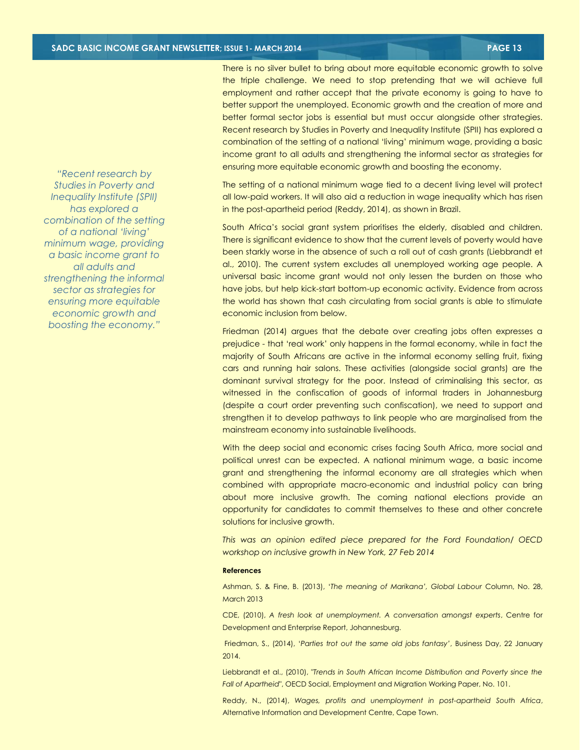There is no silver bullet to bring about more equitable economic growth to solve the triple challenge. We need to stop pretending that we will achieve full employment and rather accept that the private economy is going to have to better support the unemployed. Economic growth and the creation of more and better formal sector jobs is essential but must occur alongside other strategies. Recent research by Studies in Poverty and Inequality Institute (SPII) has explored a combination of the setting of a national 'living' minimum wage, providing a basic income grant to all adults and strengthening the informal sector as strategies for ensuring more equitable economic growth and boosting the economy.

*"Recent research by Studies in Poverty and Inequality Institute (SPII) has explored a combination of the setting of a national 'living' minimum wage, providing a basic income grant to all adults and strengthening the informal sector as strategies for ensuring more equitable economic growth and boosting the economy."*

The setting of a national minimum wage tied to a decent living level will protect all low-paid workers. It will also aid a reduction in wage inequality which has risen in the post-apartheid period (Reddy, 2014), as shown in Brazil.

South Africa's social grant system prioritises the elderly, disabled and children. There is significant evidence to show that the current levels of poverty would have been starkly worse in the absence of such a roll out of cash grants (Liebbrandt et al., 2010). The current system excludes all unemployed working age people. A universal basic income grant would not only lessen the burden on those who have jobs, but help kick-start bottom-up economic activity. Evidence from across the world has shown that cash circulating from social grants is able to stimulate economic inclusion from below.

Friedman (2014) argues that the debate over creating jobs often expresses a prejudice - that 'real work' only happens in the formal economy, while in fact the majority of South Africans are active in the informal economy selling fruit, fixing cars and running hair salons. These activities (alongside social grants) are the dominant survival strategy for the poor. Instead of criminalising this sector, as witnessed in the confiscation of goods of informal traders in Johannesburg (despite a court order preventing such confiscation), we need to support and strengthen it to develop pathways to link people who are marginalised from the mainstream economy into sustainable livelihoods.

With the deep social and economic crises facing South Africa, more social and political unrest can be expected. A national minimum wage, a basic income grant and strengthening the informal economy are all strategies which when combined with appropriate macro-economic and industrial policy can bring about more inclusive growth. The coming national elections provide an opportunity for candidates to commit themselves to these and other concrete solutions for inclusive growth.

*This was an opinion edited piece prepared for the Ford Foundation/ OECD workshop on inclusive growth in New York, 27 Feb 2014*

**References**

Ashman, S. & Fine, B. (2013), '*The meaning of Marikana', Global Labour* Column, No. 28, March 2013

CDE, (2010), *A fresh look at unemployment. A conversation amongst experts*, Centre for Development and Enterprise Report, Johannesburg.

Friedman, S., (2014), '*Parties trot out the same old jobs fantasy*', Business Day, 22 January 2014.

Liebbrandt et al., (2010), *"Trends in South African Income Distribution and Poverty since the Fall of Apartheid"*, OECD Social, Employment and Migration Working Paper, No. 101.

Reddy, N., (2014), *Wages, profits and unemployment in post-apartheid South Africa*, Alternative Information and Development Centre, Cape Town.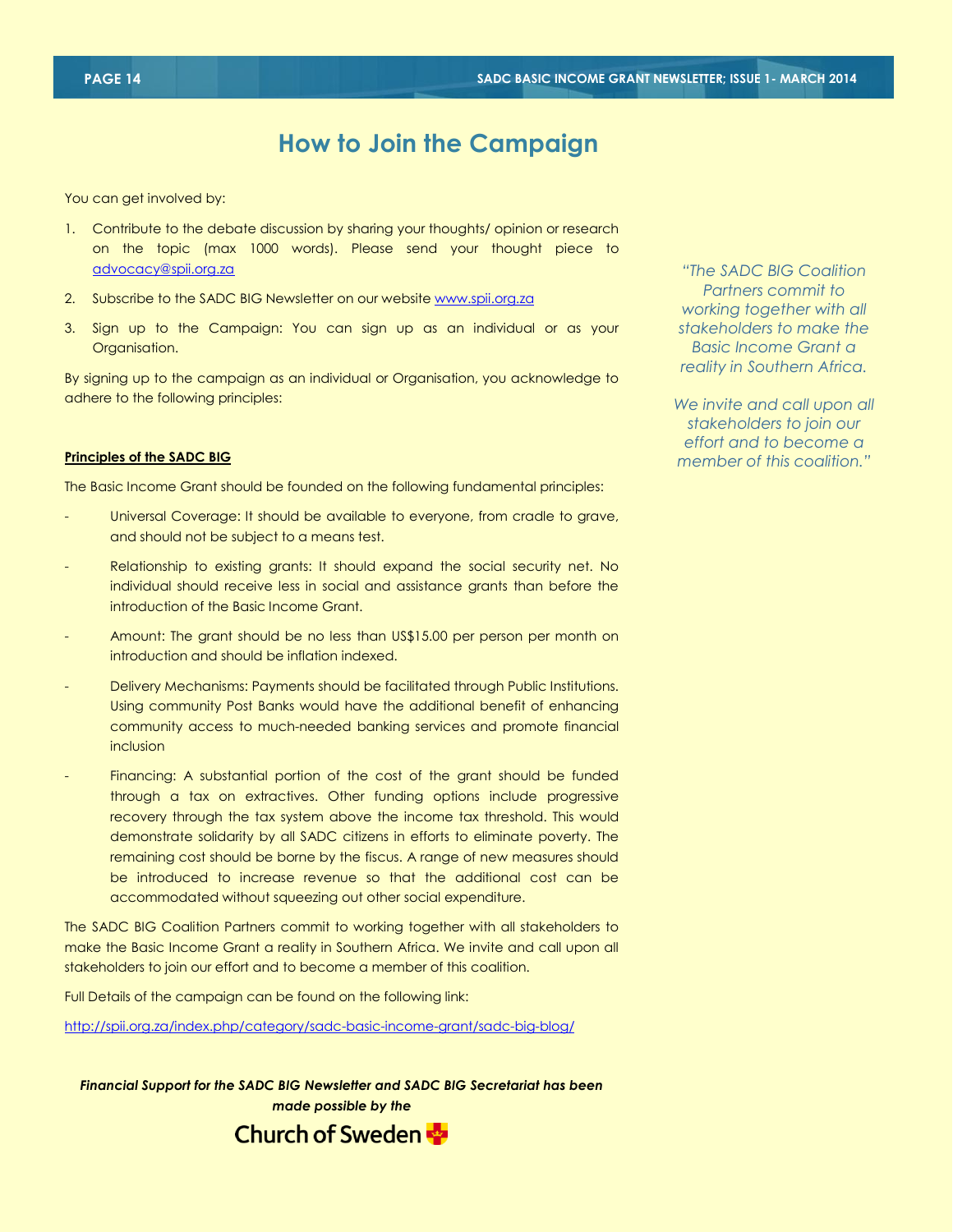# How to Join the Campaign

You can get involved by:

1. Contribute to the debate discussion by sharing your thoughts/ opinion or research on the topic (max 1000 words). Please send your thought piece to advocacy@spii.org.za
2. Subscribe to the SADC BIG Newsletter on our website www.spii.org.za
3. Sign up to the Campaign: You can sign up as an individual or as your Organisation.

By signing up to the campaign as an individual or Organisation, you acknowledge to adhere to the following principles:

*"The SADC BIG Coalition Partners commit to working together with all stakeholders to make the Basic Income Grant a reality in Southern Africa.*

*We invite and call upon all stakeholders to join our effort and to become a member of this coalition."*

**Principles of the SADC BIG**

The Basic Income Grant should be founded on the following fundamental principles:

- Universal Coverage: It should be available to everyone, from cradle to grave, and should not be subject to a means test.
- Relationship to existing grants: It should expand the social security net. No individual should receive less in social and assistance grants than before the introduction of the Basic Income Grant.
- Amount: The grant should be no less than US$15.00 per person per month on introduction and should be inflation indexed.
- Delivery Mechanisms: Payments should be facilitated through Public Institutions. Using community Post Banks would have the additional benefit of enhancing community access to much-needed banking services and promote financial inclusion
- Financing: A substantial portion of the cost of the grant should be funded through a tax on extractives. Other funding options include progressive recovery through the tax system above the income tax threshold. This would demonstrate solidarity by all SADC citizens in efforts to eliminate poverty. The remaining cost should be borne by the fiscus. A range of new measures should be introduced to increase revenue so that the additional cost can be accommodated without squeezing out other social expenditure.

The SADC BIG Coalition Partners commit to working together with all stakeholders to make the Basic Income Grant a reality in Southern Africa. We invite and call upon all stakeholders to join our effort and to become a member of this coalition.

Full Details of the campaign can be found on the following link:

http://spii.org.za/index.php/category/sadc-basic-income-grant/sadc-big-blog/

***Financial Support for the SADC BIG Newsletter and SADC BIG Secretariat has been made possible by the***

Church of Sweden